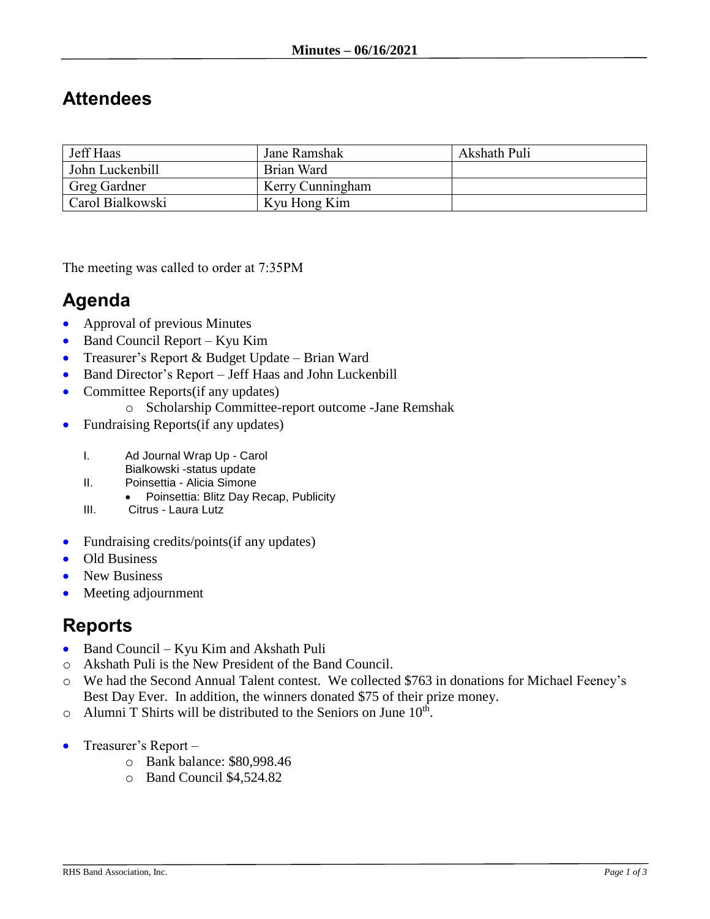**Minutes – 06/16/2021**

## Attendees

| Jeff Haas | Jane Ramshak | Akshath Puli |
|---|---|---|
| John Luckenbill | Brian Ward | |
| Greg Gardner | Kerry Cunningham | |
| Carol Bialkowski | Kyu Hong Kim | |

The meeting was called to order at 7:35PM

## Agenda

- Approval of previous Minutes
- Band Council Report – Kyu Kim
- Treasurer's Report & Budget Update – Brian Ward
- Band Director's Report – Jeff Haas and John Luckenbill
- Committee Reports(if any updates)
  - Scholarship Committee-report outcome -Jane Remshak
- Fundraising Reports(if any updates)

  I. Ad Journal Wrap Up - Carol Bialkowski -status update
  II. Poinsettia - Alicia Simone
     - Poinsettia: Blitz Day Recap, Publicity
  III. Citrus - Laura Lutz

- Fundraising credits/points(if any updates)
- Old Business
- New Business
- Meeting adjournment

## Reports

- Band Council – Kyu Kim and Akshath Puli
  - Akshath Puli is the New President of the Band Council.
  - We had the Second Annual Talent contest. We collected $763 in donations for Michael Feeney's Best Day Ever. In addition, the winners donated $75 of their prize money.
  - Alumni T Shirts will be distributed to the Seniors on June 10th.

- Treasurer's Report –
  - Bank balance: $80,998.46
  - Band Council $4,524.82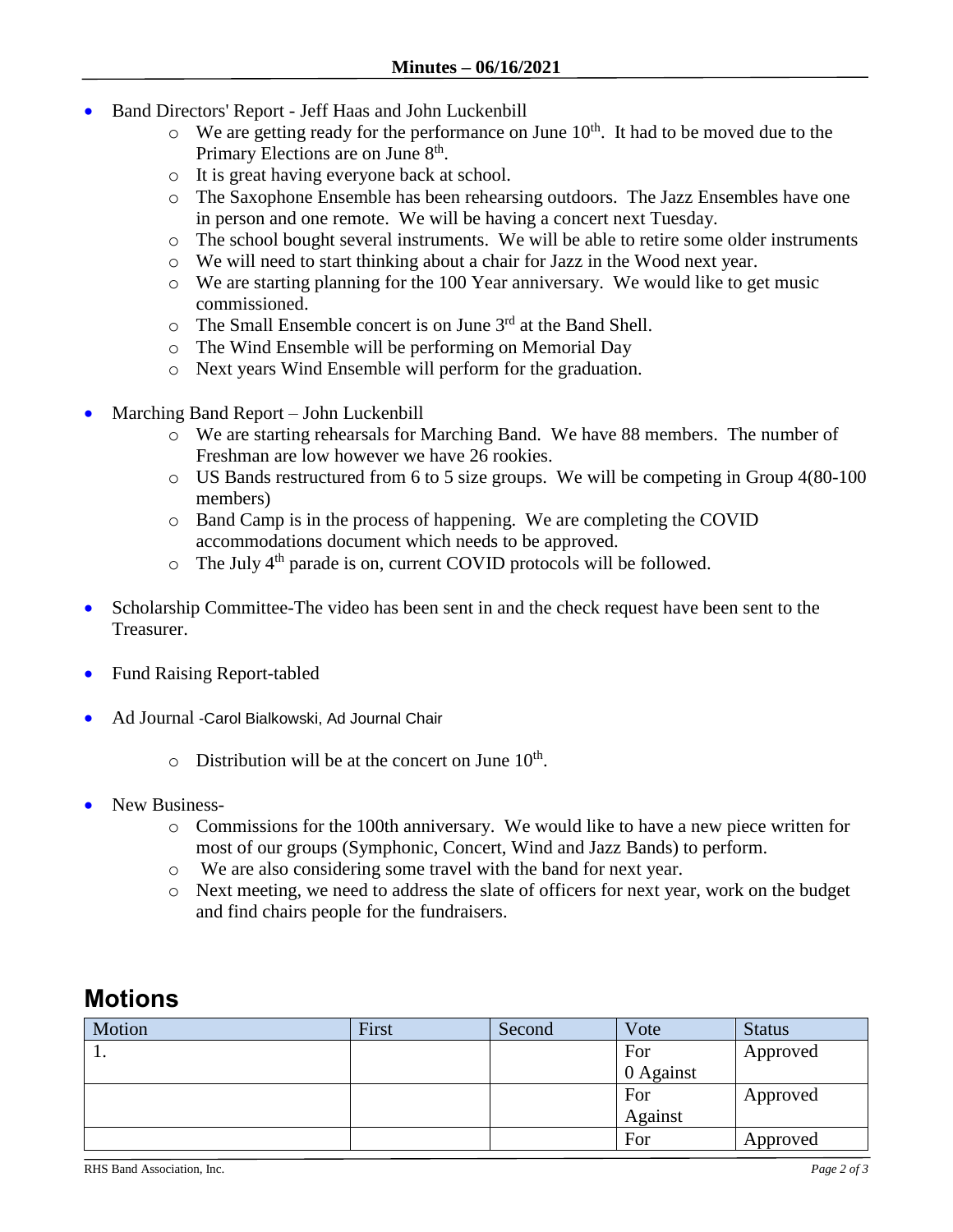- Band Directors' Report - Jeff Haas and John Luckenbill
  - We are getting ready for the performance on June 10th. It had to be moved due to the Primary Elections are on June 8th.
  - It is great having everyone back at school.
  - The Saxophone Ensemble has been rehearsing outdoors. The Jazz Ensembles have one in person and one remote. We will be having a concert next Tuesday.
  - The school bought several instruments. We will be able to retire some older instruments
  - We will need to start thinking about a chair for Jazz in the Wood next year.
  - We are starting planning for the 100 Year anniversary. We would like to get music commissioned.
  - The Small Ensemble concert is on June 3rd at the Band Shell.
  - The Wind Ensemble will be performing on Memorial Day
  - Next years Wind Ensemble will perform for the graduation.

- Marching Band Report – John Luckenbill
  - We are starting rehearsals for Marching Band. We have 88 members. The number of Freshman are low however we have 26 rookies.
  - US Bands restructured from 6 to 5 size groups. We will be competing in Group 4(80-100 members)
  - Band Camp is in the process of happening. We are completing the COVID accommodations document which needs to be approved.
  - The July 4th parade is on, current COVID protocols will be followed.

- Scholarship Committee-The video has been sent in and the check request have been sent to the Treasurer.

- Fund Raising Report-tabled

- Ad Journal -Carol Bialkowski, Ad Journal Chair
  - Distribution will be at the concert on June 10th.

- New Business-
  - Commissions for the 100th anniversary. We would like to have a new piece written for most of our groups (Symphonic, Concert, Wind and Jazz Bands) to perform.
  - We are also considering some travel with the band for next year.
  - Next meeting, we need to address the slate of officers for next year, work on the budget and find chairs people for the fundraisers.

## Motions

| Motion | First | Second | Vote | Status |
|---|---|---|---|---|
| 1. | | | For<br>0 Against | Approved |
| | | | For<br>Against | Approved |
| | | | For | Approved |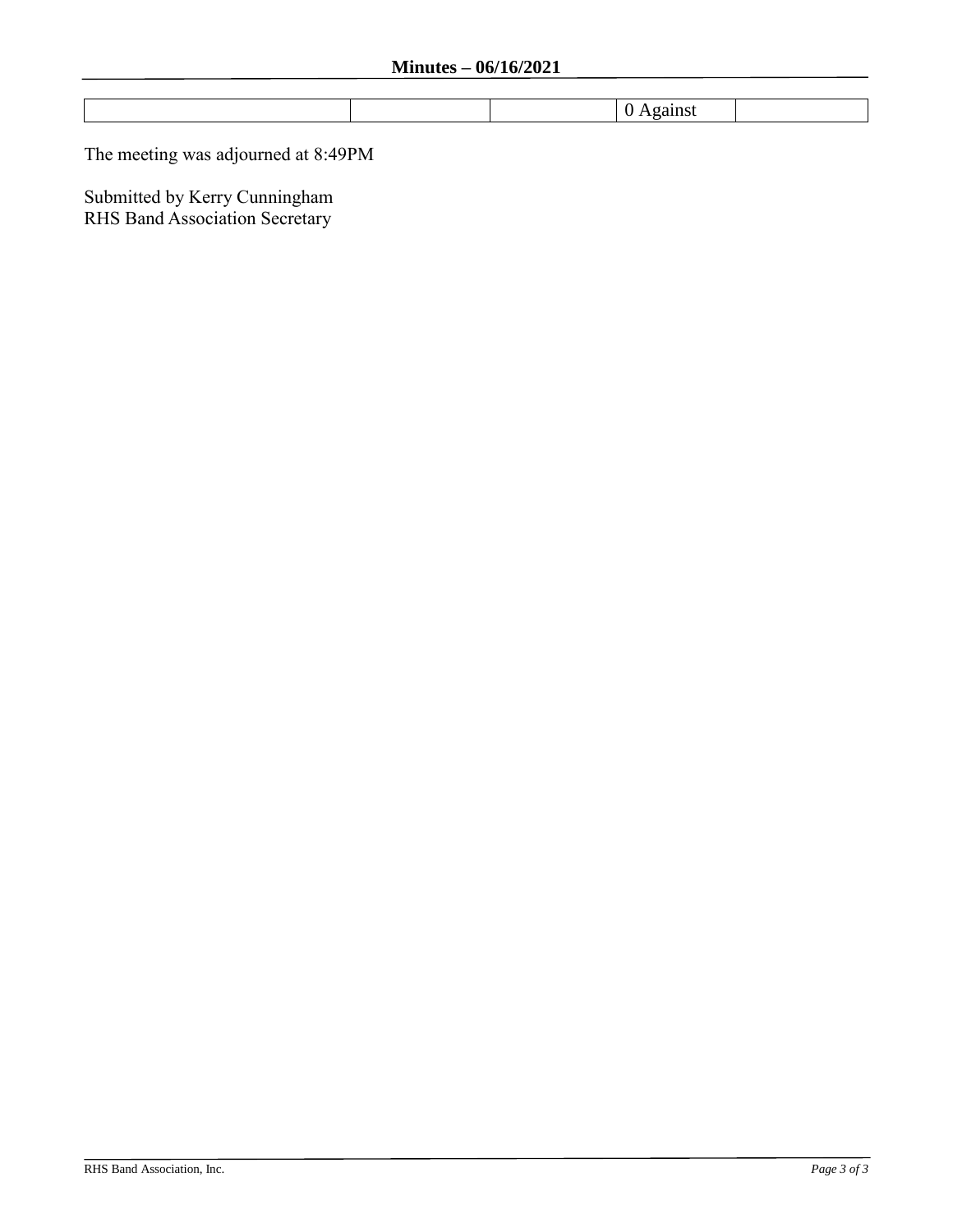| | | | | |
|---|---|---|---|---|
| | | | 0 Against | |

The meeting was adjourned at 8:49PM

Submitted by Kerry Cunningham
RHS Band Association Secretary